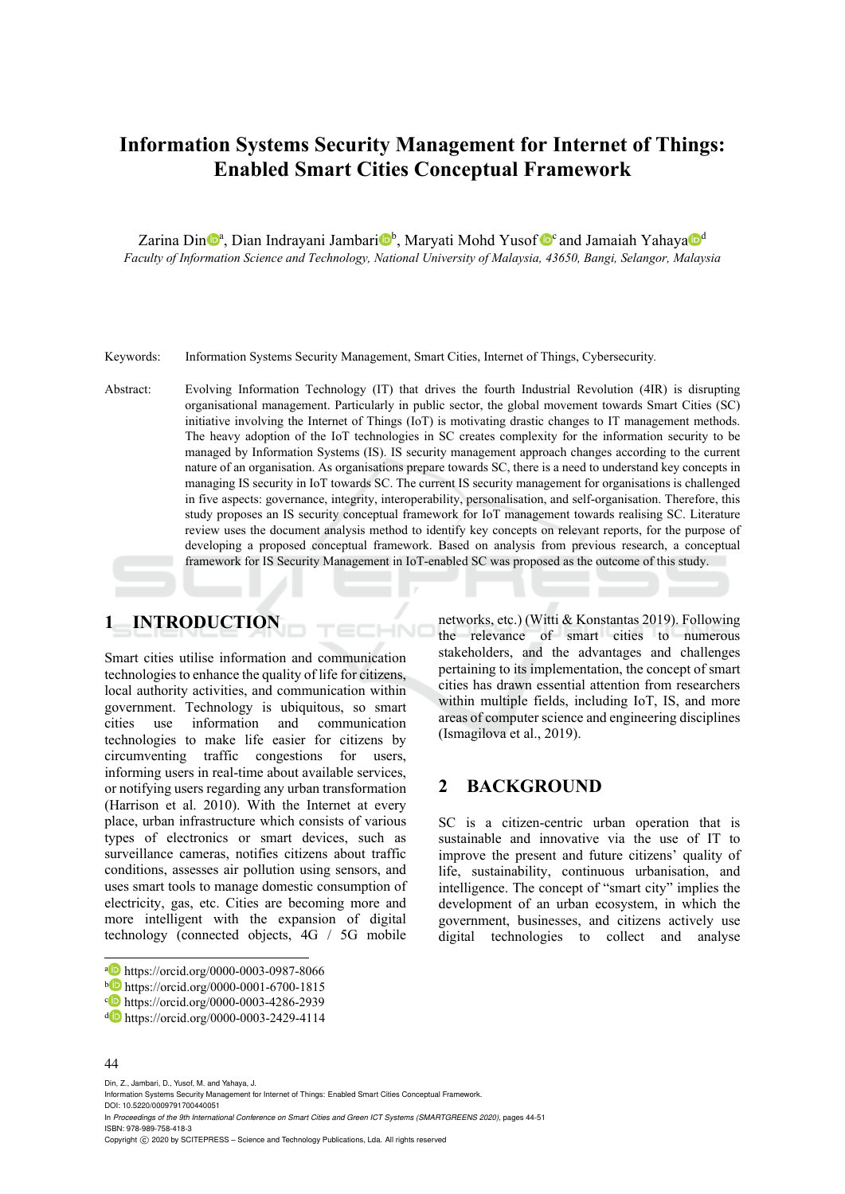# Information Systems Security Management for Internet of Things: Enabled Smart Cities Conceptual Framework

Zarina Din[a], Dian Indrayani Jambari[b], Maryati Mohd Yusof[c] and Jamaiah Yahaya[d]

*Faculty of Information Science and Technology, National University of Malaysia, 43650, Bangi, Selangor, Malaysia*

Keywords: Information Systems Security Management, Smart Cities, Internet of Things, Cybersecurity.

Abstract: Evolving Information Technology (IT) that drives the fourth Industrial Revolution (4IR) is disrupting organisational management. Particularly in public sector, the global movement towards Smart Cities (SC) initiative involving the Internet of Things (IoT) is motivating drastic changes to IT management methods. The heavy adoption of the IoT technologies in SC creates complexity for the information security to be managed by Information Systems (IS). IS security management approach changes according to the current nature of an organisation. As organisations prepare towards SC, there is a need to understand key concepts in managing IS security in IoT towards SC. The current IS security management for organisations is challenged in five aspects: governance, integrity, interoperability, personalisation, and self-organisation. Therefore, this study proposes an IS security conceptual framework for IoT management towards realising SC. Literature review uses the document analysis method to identify key concepts on relevant reports, for the purpose of developing a proposed conceptual framework. Based on analysis from previous research, a conceptual framework for IS Security Management in IoT-enabled SC was proposed as the outcome of this study.

## 1 INTRODUCTION

Smart cities utilise information and communication technologies to enhance the quality of life for citizens, local authority activities, and communication within government. Technology is ubiquitous, so smart cities use information and communication technologies to make life easier for citizens by circumventing traffic congestions for users, informing users in real-time about available services, or notifying users regarding any urban transformation (Harrison et al. 2010). With the Internet at every place, urban infrastructure which consists of various types of electronics or smart devices, such as surveillance cameras, notifies citizens about traffic conditions, assesses air pollution using sensors, and uses smart tools to manage domestic consumption of electricity, gas, etc. Cities are becoming more and more intelligent with the expansion of digital technology (connected objects, 4G / 5G mobile networks, etc.) (Witti & Konstantas 2019). Following the relevance of smart cities to numerous stakeholders, and the advantages and challenges pertaining to its implementation, the concept of smart cities has drawn essential attention from researchers within multiple fields, including IoT, IS, and more areas of computer science and engineering disciplines (Ismagilova et al., 2019).

## 2 BACKGROUND

SC is a citizen-centric urban operation that is sustainable and innovative via the use of IT to improve the present and future citizens' quality of life, sustainability, continuous urbanisation, and intelligence. The concept of "smart city" implies the development of an urban ecosystem, in which the government, businesses, and citizens actively use digital technologies to collect and analyse

---

[a] https://orcid.org/0000-0003-0987-8066
[b] https://orcid.org/0000-0001-6700-1815
[c] https://orcid.org/0000-0003-4286-2939
[d] https://orcid.org/0000-0003-2429-4114

Din, Z., Jambari, D., Yusof, M. and Yahaya, J.
Information Systems Security Management for Internet of Things: Enabled Smart Cities Conceptual Framework.
DOI: 10.5220/0009791700440051
In *Proceedings of the 9th International Conference on Smart Cities and Green ICT Systems (SMARTGREENS 2020)*, pages 44-51
ISBN: 978-989-758-418-3
Copyright © 2020 by SCITEPRESS – Science and Technology Publications, Lda. All rights reserved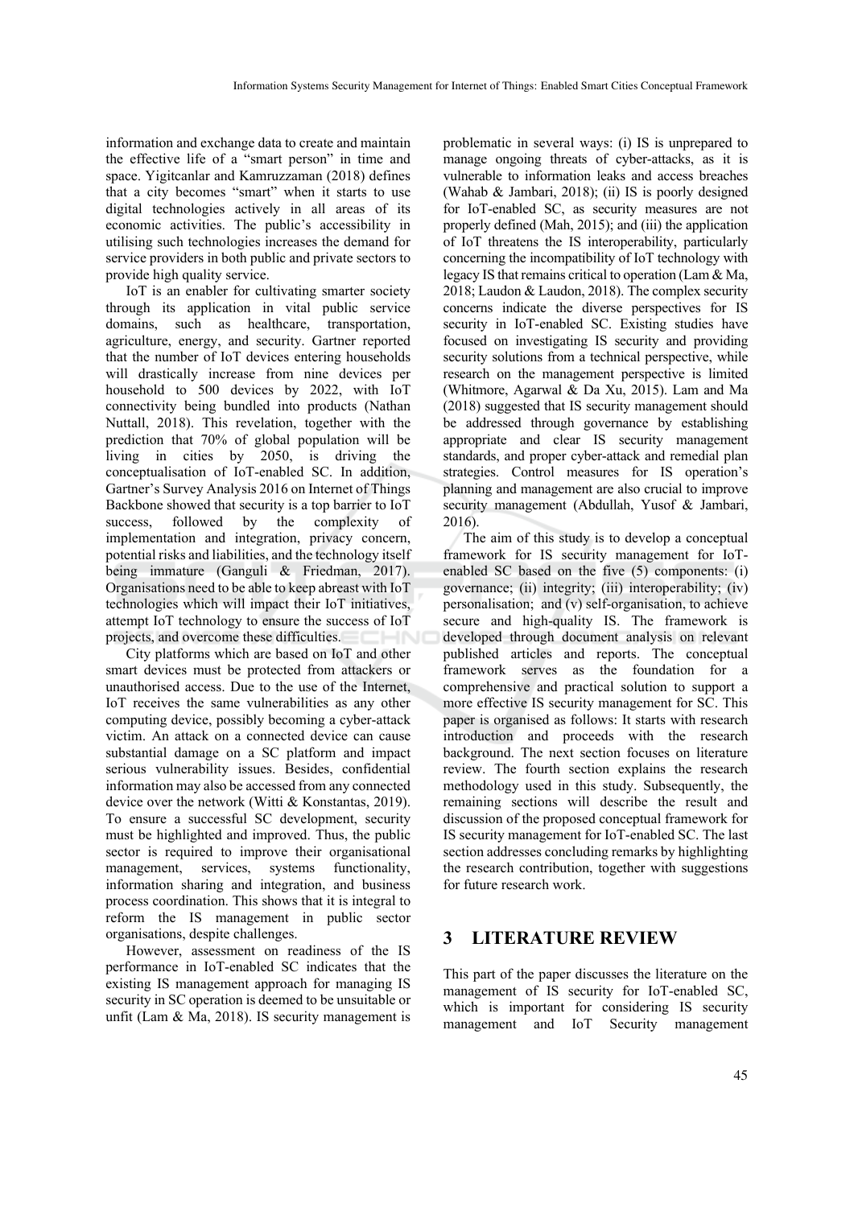information and exchange data to create and maintain the effective life of a "smart person" in time and space. Yigitcanlar and Kamruzzaman (2018) defines that a city becomes "smart" when it starts to use digital technologies actively in all areas of its economic activities. The public's accessibility in utilising such technologies increases the demand for service providers in both public and private sectors to provide high quality service.

IoT is an enabler for cultivating smarter society through its application in vital public service domains, such as healthcare, transportation, agriculture, energy, and security. Gartner reported that the number of IoT devices entering households will drastically increase from nine devices per household to 500 devices by 2022, with IoT connectivity being bundled into products (Nathan Nuttall, 2018). This revelation, together with the prediction that 70% of global population will be living in cities by 2050, is driving the conceptualisation of IoT-enabled SC. In addition, Gartner's Survey Analysis 2016 on Internet of Things Backbone showed that security is a top barrier to IoT success, followed by the complexity of implementation and integration, privacy concern, potential risks and liabilities, and the technology itself being immature (Ganguli & Friedman, 2017). Organisations need to be able to keep abreast with IoT technologies which will impact their IoT initiatives, attempt IoT technology to ensure the success of IoT projects, and overcome these difficulties.

City platforms which are based on IoT and other smart devices must be protected from attackers or unauthorised access. Due to the use of the Internet, IoT receives the same vulnerabilities as any other computing device, possibly becoming a cyber-attack victim. An attack on a connected device can cause substantial damage on a SC platform and impact serious vulnerability issues. Besides, confidential information may also be accessed from any connected device over the network (Witti & Konstantas, 2019). To ensure a successful SC development, security must be highlighted and improved. Thus, the public sector is required to improve their organisational management, services, systems functionality, information sharing and integration, and business process coordination. This shows that it is integral to reform the IS management in public sector organisations, despite challenges.

However, assessment on readiness of the IS performance in IoT-enabled SC indicates that the existing IS management approach for managing IS security in SC operation is deemed to be unsuitable or unfit (Lam & Ma, 2018). IS security management is problematic in several ways: (i) IS is unprepared to manage ongoing threats of cyber-attacks, as it is vulnerable to information leaks and access breaches (Wahab & Jambari, 2018); (ii) IS is poorly designed for IoT-enabled SC, as security measures are not properly defined (Mah, 2015); and (iii) the application of IoT threatens the IS interoperability, particularly concerning the incompatibility of IoT technology with legacy IS that remains critical to operation (Lam & Ma, 2018; Laudon & Laudon, 2018). The complex security concerns indicate the diverse perspectives for IS security in IoT-enabled SC. Existing studies have focused on investigating IS security and providing security solutions from a technical perspective, while research on the management perspective is limited (Whitmore, Agarwal & Da Xu, 2015). Lam and Ma (2018) suggested that IS security management should be addressed through governance by establishing appropriate and clear IS security management standards, and proper cyber-attack and remedial plan strategies. Control measures for IS operation's planning and management are also crucial to improve security management (Abdullah, Yusof & Jambari, 2016).

The aim of this study is to develop a conceptual framework for IS security management for IoT-enabled SC based on the five (5) components: (i) governance; (ii) integrity; (iii) interoperability; (iv) personalisation; and (v) self-organisation, to achieve secure and high-quality IS. The framework is developed through document analysis on relevant published articles and reports. The conceptual framework serves as the foundation for a comprehensive and practical solution to support a more effective IS security management for SC. This paper is organised as follows: It starts with research introduction and proceeds with the research background. The next section focuses on literature review. The fourth section explains the research methodology used in this study. Subsequently, the remaining sections will describe the result and discussion of the proposed conceptual framework for IS security management for IoT-enabled SC. The last section addresses concluding remarks by highlighting the research contribution, together with suggestions for future research work.

## 3 LITERATURE REVIEW

This part of the paper discusses the literature on the management of IS security for IoT-enabled SC, which is important for considering IS security management and IoT Security management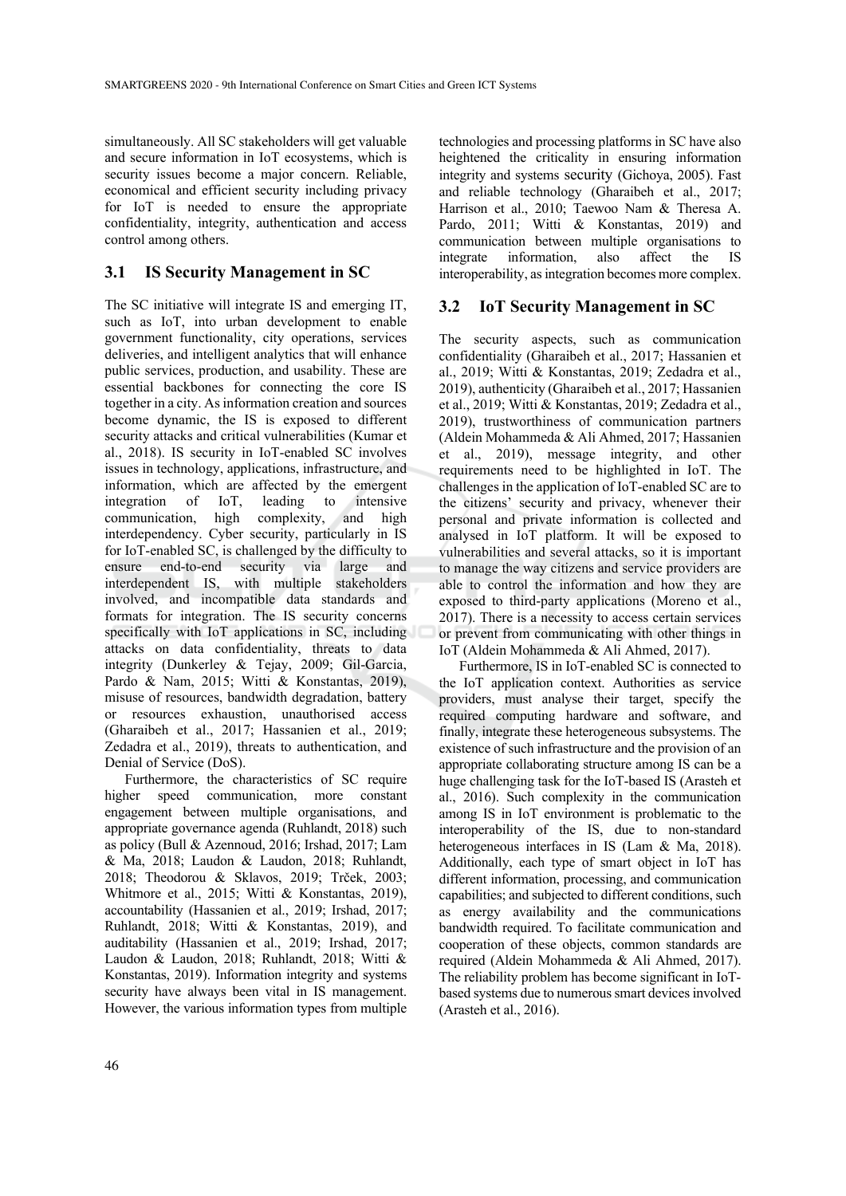simultaneously. All SC stakeholders will get valuable and secure information in IoT ecosystems, which is security issues become a major concern. Reliable, economical and efficient security including privacy for IoT is needed to ensure the appropriate confidentiality, integrity, authentication and access control among others.

## 3.1 IS Security Management in SC

The SC initiative will integrate IS and emerging IT, such as IoT, into urban development to enable government functionality, city operations, services deliveries, and intelligent analytics that will enhance public services, production, and usability. These are essential backbones for connecting the core IS together in a city. As information creation and sources become dynamic, the IS is exposed to different security attacks and critical vulnerabilities (Kumar et al., 2018). IS security in IoT-enabled SC involves issues in technology, applications, infrastructure, and information, which are affected by the emergent integration of IoT, leading to intensive communication, high complexity, and high interdependency. Cyber security, particularly in IS for IoT-enabled SC, is challenged by the difficulty to ensure end-to-end security via large and interdependent IS, with multiple stakeholders involved, and incompatible data standards and formats for integration. The IS security concerns specifically with IoT applications in SC, including attacks on data confidentiality, threats to data integrity (Dunkerley & Tejay, 2009; Gil-Garcia, Pardo & Nam, 2015; Witti & Konstantas, 2019), misuse of resources, bandwidth degradation, battery or resources exhaustion, unauthorised access (Gharaibeh et al., 2017; Hassanien et al., 2019; Zedadra et al., 2019), threats to authentication, and Denial of Service (DoS).

Furthermore, the characteristics of SC require higher speed communication, more constant engagement between multiple organisations, and appropriate governance agenda (Ruhlandt, 2018) such as policy (Bull & Azennoud, 2016; Irshad, 2017; Lam & Ma, 2018; Laudon & Laudon, 2018; Ruhlandt, 2018; Theodorou & Sklavos, 2019; Trček, 2003; Whitmore et al., 2015; Witti & Konstantas, 2019), accountability (Hassanien et al., 2019; Irshad, 2017; Ruhlandt, 2018; Witti & Konstantas, 2019), and auditability (Hassanien et al., 2019; Irshad, 2017; Laudon & Laudon, 2018; Ruhlandt, 2018; Witti & Konstantas, 2019). Information integrity and systems security have always been vital in IS management. However, the various information types from multiple technologies and processing platforms in SC have also heightened the criticality in ensuring information integrity and systems security (Gichoya, 2005). Fast and reliable technology (Gharaibeh et al., 2017; Harrison et al., 2010; Taewoo Nam & Theresa A. Pardo, 2011; Witti & Konstantas, 2019) and communication between multiple organisations to integrate information, also affect the IS interoperability, as integration becomes more complex.

## 3.2 IoT Security Management in SC

The security aspects, such as communication confidentiality (Gharaibeh et al., 2017; Hassanien et al., 2019; Witti & Konstantas, 2019; Zedadra et al., 2019), authenticity (Gharaibeh et al., 2017; Hassanien et al., 2019; Witti & Konstantas, 2019; Zedadra et al., 2019), trustworthiness of communication partners (Aldein Mohammeda & Ali Ahmed, 2017; Hassanien et al., 2019), message integrity, and other requirements need to be highlighted in IoT. The challenges in the application of IoT-enabled SC are to the citizens' security and privacy, whenever their personal and private information is collected and analysed in IoT platform. It will be exposed to vulnerabilities and several attacks, so it is important to manage the way citizens and service providers are able to control the information and how they are exposed to third-party applications (Moreno et al., 2017). There is a necessity to access certain services or prevent from communicating with other things in IoT (Aldein Mohammeda & Ali Ahmed, 2017).

Furthermore, IS in IoT-enabled SC is connected to the IoT application context. Authorities as service providers, must analyse their target, specify the required computing hardware and software, and finally, integrate these heterogeneous subsystems. The existence of such infrastructure and the provision of an appropriate collaborating structure among IS can be a huge challenging task for the IoT-based IS (Arasteh et al., 2016). Such complexity in the communication among IS in IoT environment is problematic to the interoperability of the IS, due to non-standard heterogeneous interfaces in IS (Lam & Ma, 2018). Additionally, each type of smart object in IoT has different information, processing, and communication capabilities; and subjected to different conditions, such as energy availability and the communications bandwidth required. To facilitate communication and cooperation of these objects, common standards are required (Aldein Mohammeda & Ali Ahmed, 2017). The reliability problem has become significant in IoT-based systems due to numerous smart devices involved (Arasteh et al., 2016).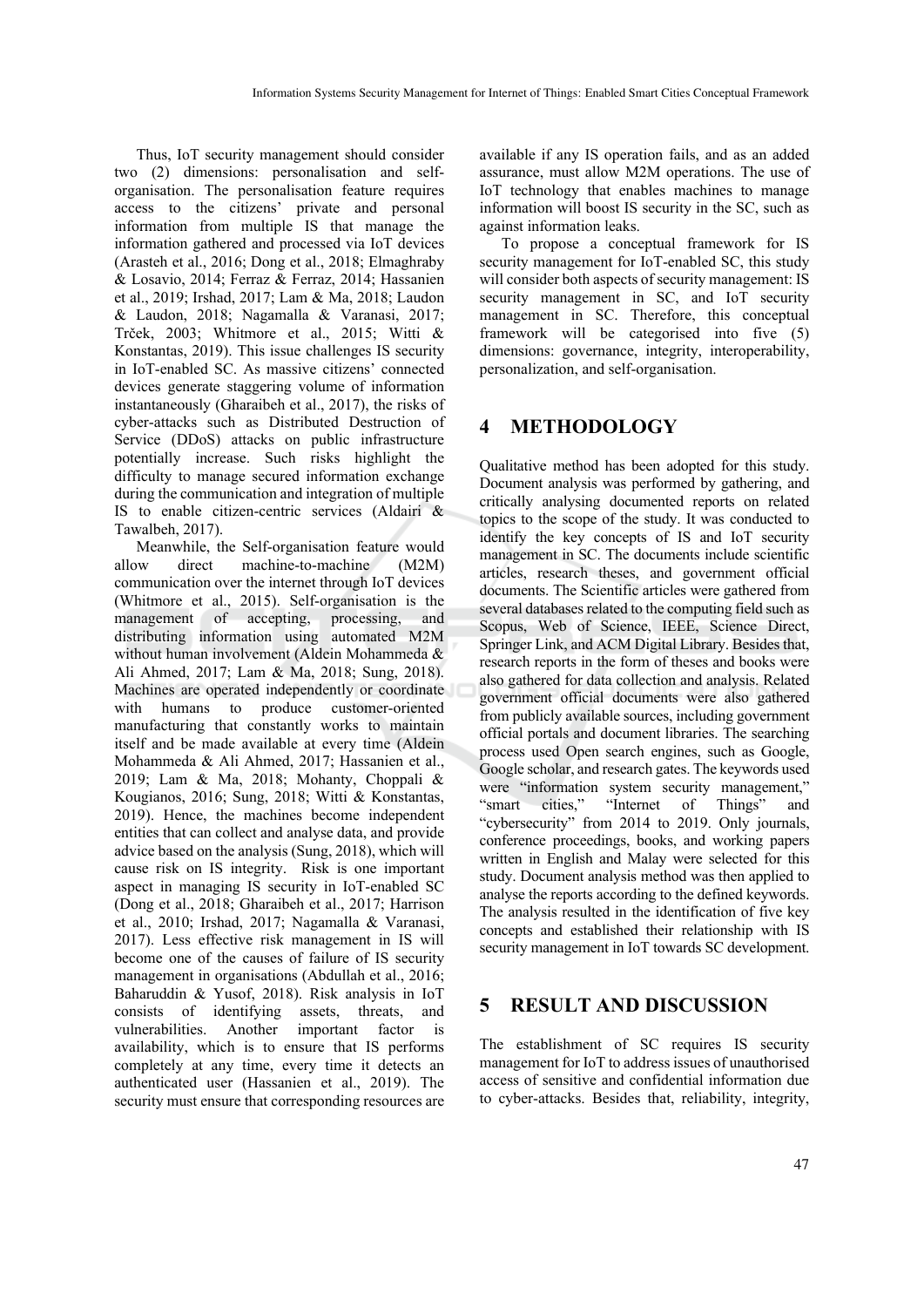Thus, IoT security management should consider two (2) dimensions: personalisation and self-organisation. The personalisation feature requires access to the citizens' private and personal information from multiple IS that manage the information gathered and processed via IoT devices (Arasteh et al., 2016; Dong et al., 2018; Elmaghraby & Losavio, 2014; Ferraz & Ferraz, 2014; Hassanien et al., 2019; Irshad, 2017; Lam & Ma, 2018; Laudon & Laudon, 2018; Nagamalla & Varanasi, 2017; Trček, 2003; Whitmore et al., 2015; Witti & Konstantas, 2019). This issue challenges IS security in IoT-enabled SC. As massive citizens' connected devices generate staggering volume of information instantaneously (Gharaibeh et al., 2017), the risks of cyber-attacks such as Distributed Destruction of Service (DDoS) attacks on public infrastructure potentially increase. Such risks highlight the difficulty to manage secured information exchange during the communication and integration of multiple IS to enable citizen-centric services (Aldairi & Tawalbeh, 2017).

Meanwhile, the Self-organisation feature would allow direct machine-to-machine (M2M) communication over the internet through IoT devices (Whitmore et al., 2015). Self-organisation is the management of accepting, processing, and distributing information using automated M2M without human involvement (Aldein Mohammeda & Ali Ahmed, 2017; Lam & Ma, 2018; Sung, 2018). Machines are operated independently or coordinate with humans to produce customer-oriented manufacturing that constantly works to maintain itself and be made available at every time (Aldein Mohammeda & Ali Ahmed, 2017; Hassanien et al., 2019; Lam & Ma, 2018; Mohanty, Choppali & Kougianos, 2016; Sung, 2018; Witti & Konstantas, 2019). Hence, the machines become independent entities that can collect and analyse data, and provide advice based on the analysis (Sung, 2018), which will cause risk on IS integrity. Risk is one important aspect in managing IS security in IoT-enabled SC (Dong et al., 2018; Gharaibeh et al., 2017; Harrison et al., 2010; Irshad, 2017; Nagamalla & Varanasi, 2017). Less effective risk management in IS will become one of the causes of failure of IS security management in organisations (Abdullah et al., 2016; Baharuddin & Yusof, 2018). Risk analysis in IoT consists of identifying assets, threats, and vulnerabilities. Another important factor is availability, which is to ensure that IS performs completely at any time, every time it detects an authenticated user (Hassanien et al., 2019). The security must ensure that corresponding resources are available if any IS operation fails, and as an added assurance, must allow M2M operations. The use of IoT technology that enables machines to manage information will boost IS security in the SC, such as against information leaks.

To propose a conceptual framework for IS security management for IoT-enabled SC, this study will consider both aspects of security management: IS security management in SC, and IoT security management in SC. Therefore, this conceptual framework will be categorised into five (5) dimensions: governance, integrity, interoperability, personalization, and self-organisation.

## 4 METHODOLOGY

Qualitative method has been adopted for this study. Document analysis was performed by gathering, and critically analysing documented reports on related topics to the scope of the study. It was conducted to identify the key concepts of IS and IoT security management in SC. The documents include scientific articles, research theses, and government official documents. The Scientific articles were gathered from several databases related to the computing field such as Scopus, Web of Science, IEEE, Science Direct, Springer Link, and ACM Digital Library. Besides that, research reports in the form of theses and books were also gathered for data collection and analysis. Related government official documents were also gathered from publicly available sources, including government official portals and document libraries. The searching process used Open search engines, such as Google, Google scholar, and research gates. The keywords used were "information system security management," "smart cities," "Internet of Things" and "cybersecurity" from 2014 to 2019. Only journals, conference proceedings, books, and working papers written in English and Malay were selected for this study. Document analysis method was then applied to analyse the reports according to the defined keywords. The analysis resulted in the identification of five key concepts and established their relationship with IS security management in IoT towards SC development.

## 5 RESULT AND DISCUSSION

The establishment of SC requires IS security management for IoT to address issues of unauthorised access of sensitive and confidential information due to cyber-attacks. Besides that, reliability, integrity,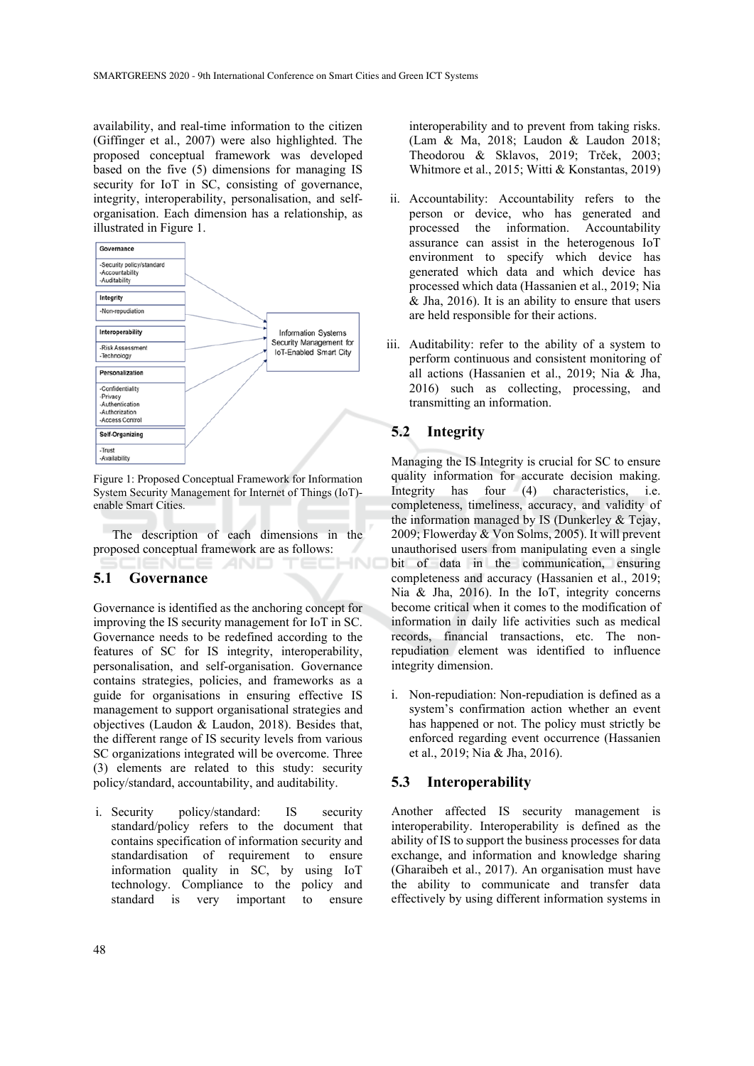availability, and real-time information to the citizen (Giffinger et al., 2007) were also highlighted. The proposed conceptual framework was developed based on the five (5) dimensions for managing IS security for IoT in SC, consisting of governance, integrity, interoperability, personalisation, and self-organisation. Each dimension has a relationship, as illustrated in Figure 1.

Figure 1: Proposed Conceptual Framework for Information System Security Management for Internet of Things (IoT)-enable Smart Cities.

The description of each dimensions in the proposed conceptual framework are as follows:

## 5.1 Governance

Governance is identified as the anchoring concept for improving the IS security management for IoT in SC. Governance needs to be redefined according to the features of SC for IS integrity, interoperability, personalisation, and self-organisation. Governance contains strategies, policies, and frameworks as a guide for organisations in ensuring effective IS management to support organisational strategies and objectives (Laudon & Laudon, 2018). Besides that, the different range of IS security levels from various SC organizations integrated will be overcome. Three (3) elements are related to this study: security policy/standard, accountability, and auditability.

i. Security policy/standard: IS security standard/policy refers to the document that contains specification of information security and standardisation of requirement to ensure information quality in SC, by using IoT technology. Compliance to the policy and standard is very important to ensure interoperability and to prevent from taking risks. (Lam & Ma, 2018; Laudon & Laudon 2018; Theodorou & Sklavos, 2019; Trček, 2003; Whitmore et al., 2015; Witti & Konstantas, 2019)

ii. Accountability: Accountability refers to the person or device, who has generated and processed the information. Accountability assurance can assist in the heterogenous IoT environment to specify which device has generated which data and which device has processed which data (Hassanien et al., 2019; Nia & Jha, 2016). It is an ability to ensure that users are held responsible for their actions.

iii. Auditability: refer to the ability of a system to perform continuous and consistent monitoring of all actions (Hassanien et al., 2019; Nia & Jha, 2016) such as collecting, processing, and transmitting an information.

## 5.2 Integrity

Managing the IS Integrity is crucial for SC to ensure quality information for accurate decision making. Integrity has four (4) characteristics, i.e. completeness, timeliness, accuracy, and validity of the information managed by IS (Dunkerley & Tejay, 2009; Flowerday & Von Solms, 2005). It will prevent unauthorised users from manipulating even a single bit of data in the communication, ensuring completeness and accuracy (Hassanien et al., 2019; Nia & Jha, 2016). In the IoT, integrity concerns become critical when it comes to the modification of information in daily life activities such as medical records, financial transactions, etc. The non-repudiation element was identified to influence integrity dimension.

i. Non-repudiation: Non-repudiation is defined as a system's confirmation action whether an event has happened or not. The policy must strictly be enforced regarding event occurrence (Hassanien et al., 2019; Nia & Jha, 2016).

## 5.3 Interoperability

Another affected IS security management is interoperability. Interoperability is defined as the ability of IS to support the business processes for data exchange, and information and knowledge sharing (Gharaibeh et al., 2017). An organisation must have the ability to communicate and transfer data effectively by using different information systems in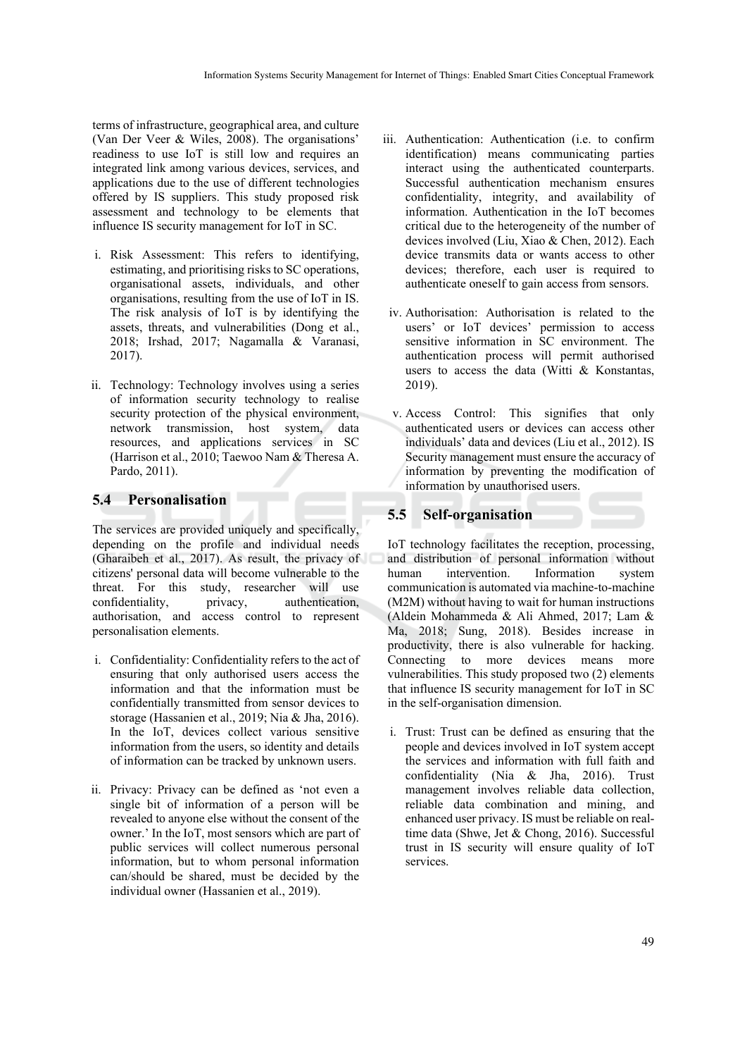terms of infrastructure, geographical area, and culture (Van Der Veer & Wiles, 2008). The organisations' readiness to use IoT is still low and requires an integrated link among various devices, services, and applications due to the use of different technologies offered by IS suppliers. This study proposed risk assessment and technology to be elements that influence IS security management for IoT in SC.

i. Risk Assessment: This refers to identifying, estimating, and prioritising risks to SC operations, organisational assets, individuals, and other organisations, resulting from the use of IoT in IS. The risk analysis of IoT is by identifying the assets, threats, and vulnerabilities (Dong et al., 2018; Irshad, 2017; Nagamalla & Varanasi, 2017).

ii. Technology: Technology involves using a series of information security technology to realise security protection of the physical environment, network transmission, host system, data resources, and applications services in SC (Harrison et al., 2010; Taewoo Nam & Theresa A. Pardo, 2011).

## 5.4 Personalisation

The services are provided uniquely and specifically, depending on the profile and individual needs (Gharaibeh et al., 2017). As result, the privacy of citizens' personal data will become vulnerable to the threat. For this study, researcher will use confidentiality, privacy, authentication, authorisation, and access control to represent personalisation elements.

i. Confidentiality: Confidentiality refers to the act of ensuring that only authorised users access the information and that the information must be confidentially transmitted from sensor devices to storage (Hassanien et al., 2019; Nia & Jha, 2016). In the IoT, devices collect various sensitive information from the users, so identity and details of information can be tracked by unknown users.

ii. Privacy: Privacy can be defined as 'not even a single bit of information of a person will be revealed to anyone else without the consent of the owner.' In the IoT, most sensors which are part of public services will collect numerous personal information, but to whom personal information can/should be shared, must be decided by the individual owner (Hassanien et al., 2019).

iii. Authentication: Authentication (i.e. to confirm identification) means communicating parties interact using the authenticated counterparts. Successful authentication mechanism ensures confidentiality, integrity, and availability of information. Authentication in the IoT becomes critical due to the heterogeneity of the number of devices involved (Liu, Xiao & Chen, 2012). Each device transmits data or wants access to other devices; therefore, each user is required to authenticate oneself to gain access from sensors.

iv. Authorisation: Authorisation is related to the users' or IoT devices' permission to access sensitive information in SC environment. The authentication process will permit authorised users to access the data (Witti & Konstantas, 2019).

v. Access Control: This signifies that only authenticated users or devices can access other individuals' data and devices (Liu et al., 2012). IS Security management must ensure the accuracy of information by preventing the modification of information by unauthorised users.

## 5.5 Self-organisation

IoT technology facilitates the reception, processing, and distribution of personal information without human intervention. Information system communication is automated via machine-to-machine (M2M) without having to wait for human instructions (Aldein Mohammeda & Ali Ahmed, 2017; Lam & Ma, 2018; Sung, 2018). Besides increase in productivity, there is also vulnerable for hacking. Connecting to more devices means more vulnerabilities. This study proposed two (2) elements that influence IS security management for IoT in SC in the self-organisation dimension.

i. Trust: Trust can be defined as ensuring that the people and devices involved in IoT system accept the services and information with full faith and confidentiality (Nia & Jha, 2016). Trust management involves reliable data collection, reliable data combination and mining, and enhanced user privacy. IS must be reliable on real-time data (Shwe, Jet & Chong, 2016). Successful trust in IS security will ensure quality of IoT services.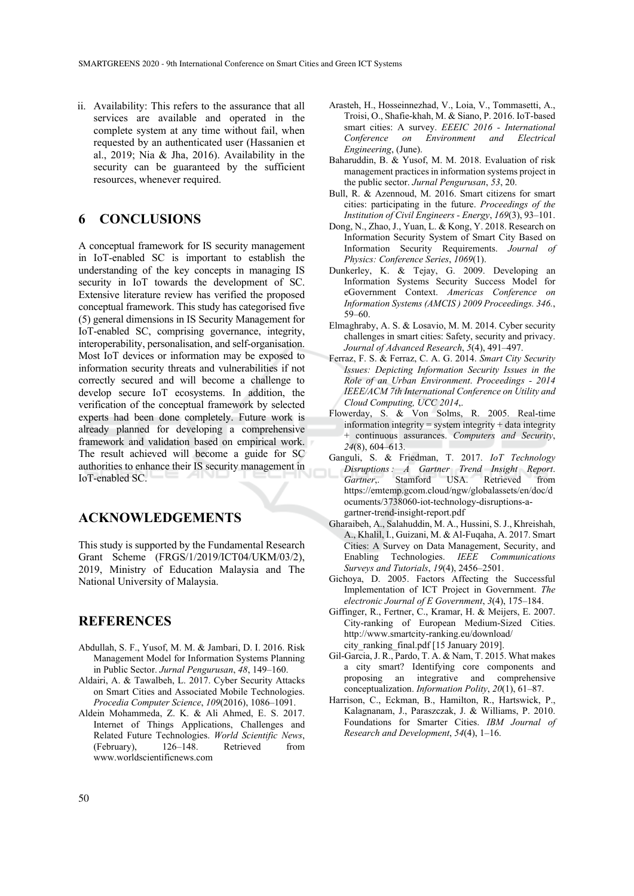ii. Availability: This refers to the assurance that all services are available and operated in the complete system at any time without fail, when requested by an authenticated user (Hassanien et al., 2019; Nia & Jha, 2016). Availability in the security can be guaranteed by the sufficient resources, whenever required.

## 6 CONCLUSIONS

A conceptual framework for IS security management in IoT-enabled SC is important to establish the understanding of the key concepts in managing IS security in IoT towards the development of SC. Extensive literature review has verified the proposed conceptual framework. This study has categorised five (5) general dimensions in IS Security Management for IoT-enabled SC, comprising governance, integrity, interoperability, personalisation, and self-organisation. Most IoT devices or information may be exposed to information security threats and vulnerabilities if not correctly secured and will become a challenge to develop secure IoT ecosystems. In addition, the verification of the conceptual framework by selected experts had been done completely. Future work is already planned for developing a comprehensive framework and validation based on empirical work. The result achieved will become a guide for SC authorities to enhance their IS security management in IoT-enabled SC.

## ACKNOWLEDGEMENTS

This study is supported by the Fundamental Research Grant Scheme (FRGS/1/2019/ICT04/UKM/03/2), 2019, Ministry of Education Malaysia and The National University of Malaysia.

## REFERENCES

Abdullah, S. F., Yusof, M. M. & Jambari, D. I. 2016. Risk Management Model for Information Systems Planning in Public Sector. *Jurnal Pengurusan*, *48*, 149–160.

Aldairi, A. & Tawalbeh, L. 2017. Cyber Security Attacks on Smart Cities and Associated Mobile Technologies. *Procedia Computer Science*, *109*(2016), 1086–1091.

Aldein Mohammeda, Z. K. & Ali Ahmed, E. S. 2017. Internet of Things Applications, Challenges and Related Future Technologies. *World Scientific News*, (February), 126–148. Retrieved from www.worldscientificnews.com

Arasteh, H., Hosseinnezhad, V., Loia, V., Tommasetti, A., Troisi, O., Shafie-khah, M. & Siano, P. 2016. IoT-based smart cities: A survey. *EEEIC 2016 - International Conference on Environment and Electrical Engineering*, (June).

Baharuddin, B. & Yusof, M. M. 2018. Evaluation of risk management practices in information systems project in the public sector. *Jurnal Pengurusan*, *53*, 20.

Bull, R. & Azennoud, M. 2016. Smart citizens for smart cities: participating in the future. *Proceedings of the Institution of Civil Engineers - Energy*, *169*(3), 93–101.

Dong, N., Zhao, J., Yuan, L. & Kong, Y. 2018. Research on Information Security System of Smart City Based on Information Security Requirements. *Journal of Physics: Conference Series*, *1069*(1).

Dunkerley, K. & Tejay, G. 2009. Developing an Information Systems Security Success Model for eGovernment Context. *Americas Conference on Information Systems (AMCIS ) 2009 Proceedings. 346.*, 59–60.

Elmaghraby, A. S. & Losavio, M. M. 2014. Cyber security challenges in smart cities: Safety, security and privacy. *Journal of Advanced Research*, *5*(4), 491–497.

Ferraz, F. S. & Ferraz, C. A. G. 2014. *Smart City Security Issues: Depicting Information Security Issues in the Role of an Urban Environment. Proceedings - 2014 IEEE/ACM 7th International Conference on Utility and Cloud Computing, UCC 2014*,.

Flowerday, S. & Von Solms, R. 2005. Real-time information integrity = system integrity + data integrity + continuous assurances. *Computers and Security*, *24*(8), 604–613.

Ganguli, S. & Friedman, T. 2017. *IoT Technology Disruptions : A Gartner Trend Insight Report*. *Gartner*,. Stamford USA. Retrieved from https://emtemp.gcom.cloud/ngw/globalassets/en/doc/documents/3738060-iot-technology-disruptions-a-gartner-trend-insight-report.pdf

Gharaibeh, A., Salahuddin, M. A., Hussini, S. J., Khreishah, A., Khalil, I., Guizani, M. & Al-Fuqaha, A. 2017. Smart Cities: A Survey on Data Management, Security, and Enabling Technologies. *IEEE Communications Surveys and Tutorials*, *19*(4), 2456–2501.

Gichoya, D. 2005. Factors Affecting the Successful Implementation of ICT Project in Government. *The electronic Journal of E Government*, *3*(4), 175–184.

Giffinger, R., Fertner, C., Kramar, H. & Meijers, E. 2007. City-ranking of European Medium-Sized Cities. http://www.smartcity-ranking.eu/download/city_ranking_final.pdf [15 January 2019].

Gil-Garcia, J. R., Pardo, T. A. & Nam, T. 2015. What makes a city smart? Identifying core components and proposing an integrative and comprehensive conceptualization. *Information Polity*, *20*(1), 61–87.

Harrison, C., Eckman, B., Hamilton, R., Hartswick, P., Kalagnanam, J., Paraszczak, J. & Williams, P. 2010. Foundations for Smarter Cities. *IBM Journal of Research and Development*, *54*(4), 1–16.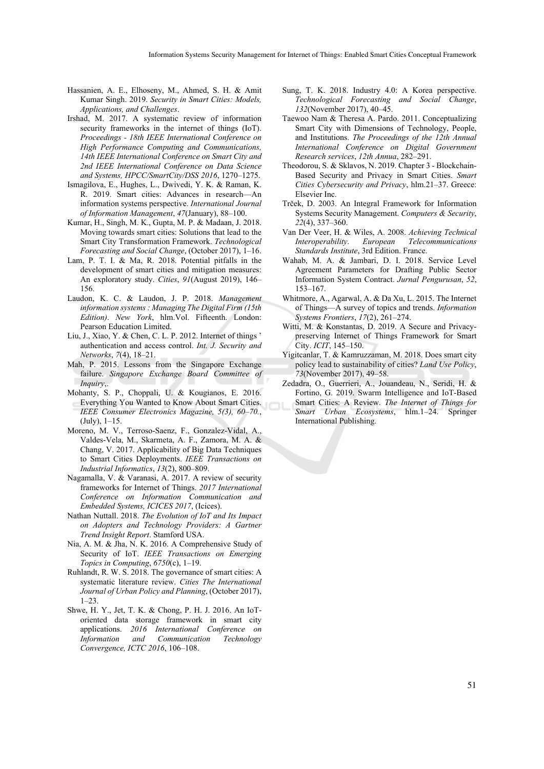Hassanien, A. E., Elhoseny, M., Ahmed, S. H. & Amit Kumar Singh. 2019. *Security in Smart Cities: Models, Applications, and Challenges*.

Irshad, M. 2017. A systematic review of information security frameworks in the internet of things (IoT). *Proceedings - 18th IEEE International Conference on High Performance Computing and Communications, 14th IEEE International Conference on Smart City and 2nd IEEE International Conference on Data Science and Systems, HPCC/SmartCity/DSS 2016*, 1270–1275.

Ismagilova, E., Hughes, L., Dwivedi, Y. K. & Raman, K. R. 2019. Smart cities: Advances in research—An information systems perspective. *International Journal of Information Management*, *47*(January), 88–100.

Kumar, H., Singh, M. K., Gupta, M. P. & Madaan, J. 2018. Moving towards smart cities: Solutions that lead to the Smart City Transformation Framework. *Technological Forecasting and Social Change*, (October 2017), 1–16.

Lam, P. T. I. & Ma, R. 2018. Potential pitfalls in the development of smart cities and mitigation measures: An exploratory study. *Cities*, *91*(August 2019), 146–156.

Laudon, K. C. & Laudon, J. P. 2018. *Management information systems : Managing The Digital Firm (15th Edition)*. *New York*, hlm.Vol. Fifteenth. London: Pearson Education Limited.

Liu, J., Xiao, Y. & Chen, C. L. P. 2012. Internet of things ' authentication and access control. *Int. J. Security and Networks*, *7*(4), 18–21.

Mah, P. 2015. Lessons from the Singapore Exchange failure. *Singapore Exchange Board Committee of Inquiry*,.

Mohanty, S. P., Choppali, U. & Kougianos, E. 2016. Everything You Wanted to Know About Smart Cities. *IEEE Consumer Electronics Magazine, 5(3), 60–70.*, (July), 1–15.

Moreno, M. V., Terroso-Saenz, F., Gonzalez-Vidal, A., Valdes-Vela, M., Skarmeta, A. F., Zamora, M. A. & Chang, V. 2017. Applicability of Big Data Techniques to Smart Cities Deployments. *IEEE Transactions on Industrial Informatics*, *13*(2), 800–809.

Nagamalla, V. & Varanasi, A. 2017. A review of security frameworks for Internet of Things. *2017 International Conference on Information Communication and Embedded Systems, ICICES 2017*, (Icices).

Nathan Nuttall. 2018. *The Evolution of IoT and Its Impact on Adopters and Technology Providers: A Gartner Trend Insight Report*. Stamford USA.

Nia, A. M. & Jha, N. K. 2016. A Comprehensive Study of Security of IoT. *IEEE Transactions on Emerging Topics in Computing*, *6750*(c), 1–19.

Ruhlandt, R. W. S. 2018. The governance of smart cities: A systematic literature review. *Cities The International Journal of Urban Policy and Planning*, (October 2017), 1–23.

Shwe, H. Y., Jet, T. K. & Chong, P. H. J. 2016. An IoT-oriented data storage framework in smart city applications. *2016 International Conference on Information and Communication Technology Convergence, ICTC 2016*, 106–108.

Sung, T. K. 2018. Industry 4.0: A Korea perspective. *Technological Forecasting and Social Change*, *132*(November 2017), 40–45.

Taewoo Nam & Theresa A. Pardo. 2011. Conceptualizing Smart City with Dimensions of Technology, People, and Institutions. *The Proceedings of the 12th Annual International Conference on Digital Government Research services*, *12th Annua*, 282–291.

Theodorou, S. & Sklavos, N. 2019. Chapter 3 - Blockchain-Based Security and Privacy in Smart Cities. *Smart Cities Cybersecurity and Privacy*, hlm.21–37. Greece: Elsevier Inc.

Trček, D. 2003. An Integral Framework for Information Systems Security Management. *Computers & Security*, *22*(4), 337–360.

Van Der Veer, H. & Wiles, A. 2008. *Achieving Technical Interoperability*. *European Telecommunications Standards Institute*, 3rd Edition. France.

Wahab, M. A. & Jambari, D. I. 2018. Service Level Agreement Parameters for Drafting Public Sector Information System Contract. *Jurnal Pengurusan*, *52*, 153–167.

Whitmore, A., Agarwal, A. & Da Xu, L. 2015. The Internet of Things—A survey of topics and trends. *Information Systems Frontiers*, *17*(2), 261–274.

Witti, M. & Konstantas, D. 2019. A Secure and Privacy-preserving Internet of Things Framework for Smart City. *ICIT*, 145–150.

Yigitcanlar, T. & Kamruzzaman, M. 2018. Does smart city policy lead to sustainability of cities? *Land Use Policy*, *73*(November 2017), 49–58.

Zedadra, O., Guerrieri, A., Jouandeau, N., Seridi, H. & Fortino, G. 2019. Swarm Intelligence and IoT-Based Smart Cities: A Review. *The Internet of Things for Smart Urban Ecosystems*, hlm.1–24. Springer International Publishing.